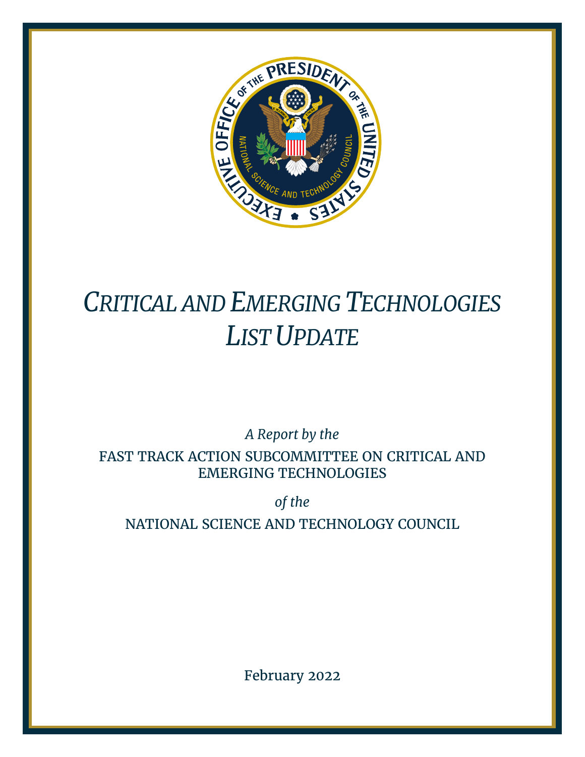# *Critical and Emerging Technologies List Update*

*A Report by the*

FAST TRACK ACTION SUBCOMMITTEE ON CRITICAL AND EMERGING TECHNOLOGIES

*of the*

NATIONAL SCIENCE AND TECHNOLOGY COUNCIL

February 2022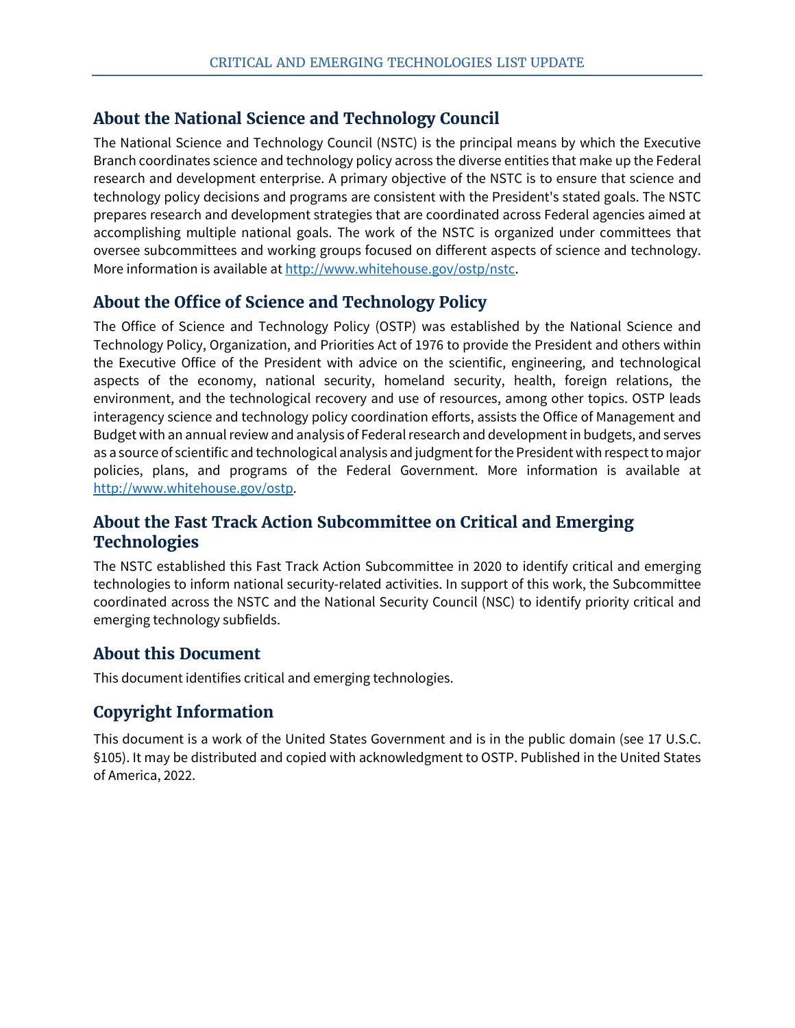## About the National Science and Technology Council

The National Science and Technology Council (NSTC) is the principal means by which the Executive Branch coordinates science and technology policy across the diverse entities that make up the Federal research and development enterprise. A primary objective of the NSTC is to ensure that science and technology policy decisions and programs are consistent with the President's stated goals. The NSTC prepares research and development strategies that are coordinated across Federal agencies aimed at accomplishing multiple national goals. The work of the NSTC is organized under committees that oversee subcommittees and working groups focused on different aspects of science and technology. More information is available at http://www.whitehouse.gov/ostp/nstc.

## About the Office of Science and Technology Policy

The Office of Science and Technology Policy (OSTP) was established by the National Science and Technology Policy, Organization, and Priorities Act of 1976 to provide the President and others within the Executive Office of the President with advice on the scientific, engineering, and technological aspects of the economy, national security, homeland security, health, foreign relations, the environment, and the technological recovery and use of resources, among other topics. OSTP leads interagency science and technology policy coordination efforts, assists the Office of Management and Budget with an annual review and analysis of Federal research and development in budgets, and serves as a source of scientific and technological analysis and judgment for the President with respect to major policies, plans, and programs of the Federal Government. More information is available at http://www.whitehouse.gov/ostp.

## About the Fast Track Action Subcommittee on Critical and Emerging Technologies

The NSTC established this Fast Track Action Subcommittee in 2020 to identify critical and emerging technologies to inform national security-related activities. In support of this work, the Subcommittee coordinated across the NSTC and the National Security Council (NSC) to identify priority critical and emerging technology subfields.

## About this Document

This document identifies critical and emerging technologies.

## Copyright Information

This document is a work of the United States Government and is in the public domain (see 17 U.S.C. §105). It may be distributed and copied with acknowledgment to OSTP. Published in the United States of America, 2022.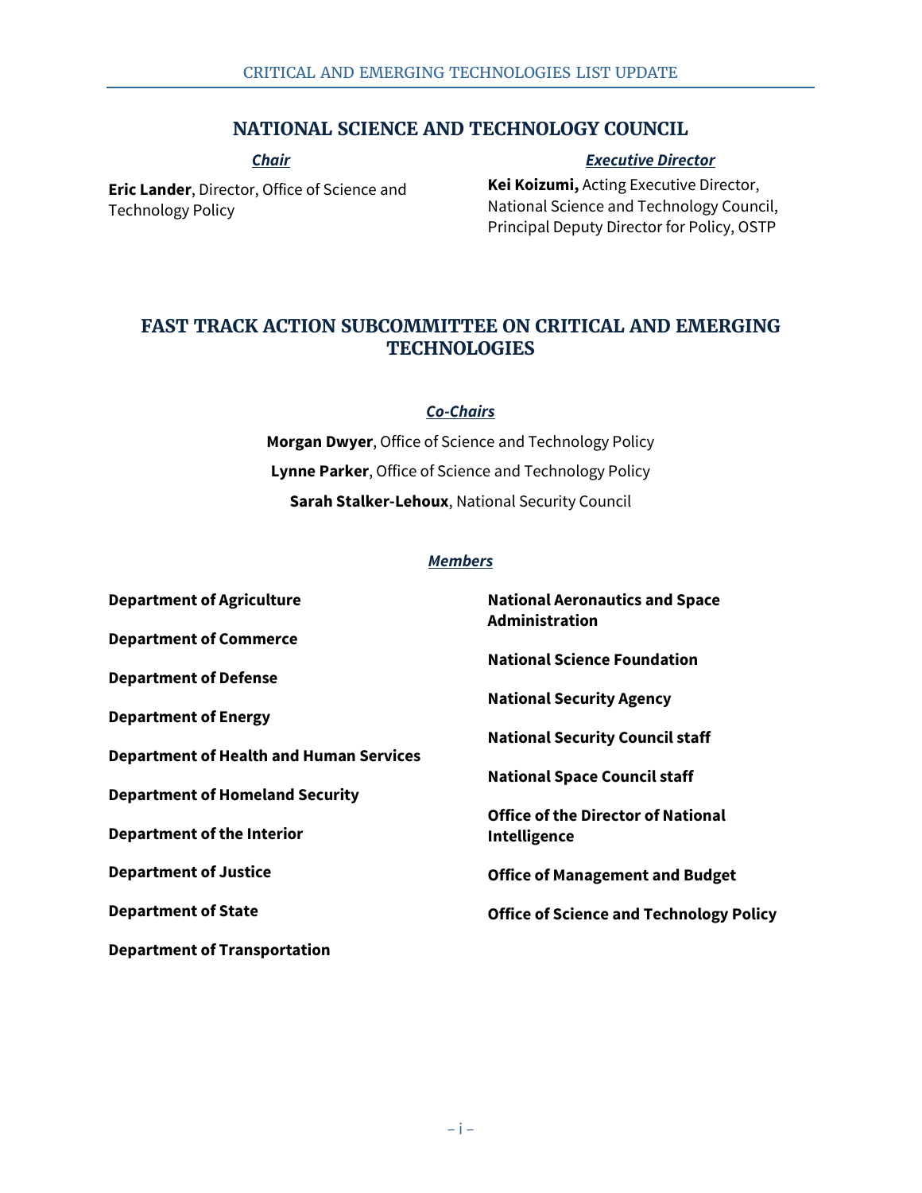## NATIONAL SCIENCE AND TECHNOLOGY COUNCIL

***Chair***

**Eric Lander**, Director, Office of Science and Technology Policy

***Executive Director***

**Kei Koizumi,** Acting Executive Director, National Science and Technology Council, Principal Deputy Director for Policy, OSTP

## FAST TRACK ACTION SUBCOMMITTEE ON CRITICAL AND EMERGING TECHNOLOGIES

***Co-Chairs***

**Morgan Dwyer**, Office of Science and Technology Policy

**Lynne Parker**, Office of Science and Technology Policy

**Sarah Stalker-Lehoux**, National Security Council

***Members***

**Department of Agriculture**

**Department of Commerce**

**Department of Defense**

**Department of Energy**

**Department of Health and Human Services**

**Department of Homeland Security**

**Department of the Interior**

**Department of Justice**

**Department of State**

**Department of Transportation**

**National Aeronautics and Space Administration**

**National Science Foundation**

**National Security Agency**

**National Security Council staff**

**National Space Council staff**

**Office of the Director of National Intelligence**

**Office of Management and Budget**

**Office of Science and Technology Policy**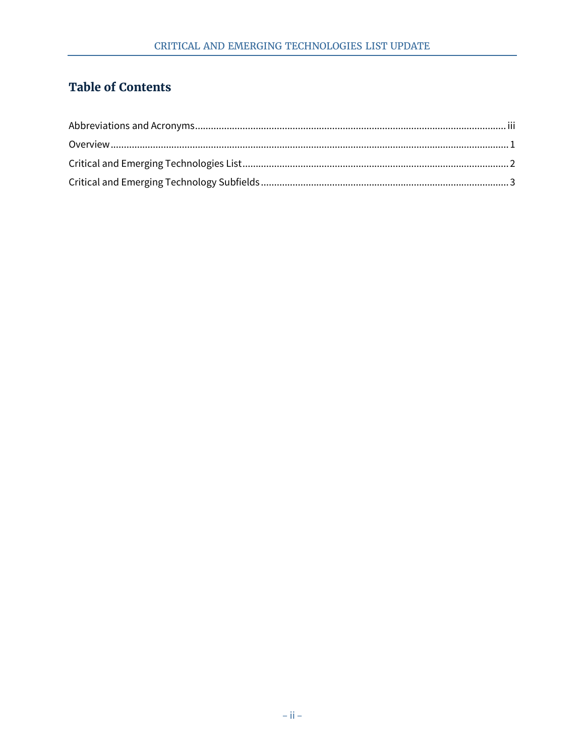## Table of Contents

Abbreviations and Acronyms ........ iii

Overview ........ 1

Critical and Emerging Technologies List ........ 2

Critical and Emerging Technology Subfields ........ 3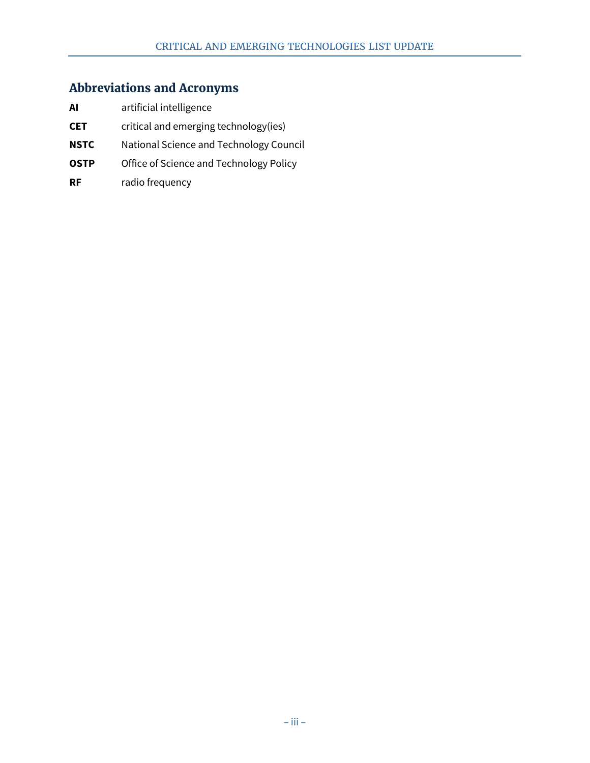## Abbreviations and Acronyms

| | |
|---|---|
| **AI** | artificial intelligence |
| **CET** | critical and emerging technology(ies) |
| **NSTC** | National Science and Technology Council |
| **OSTP** | Office of Science and Technology Policy |
| **RF** | radio frequency |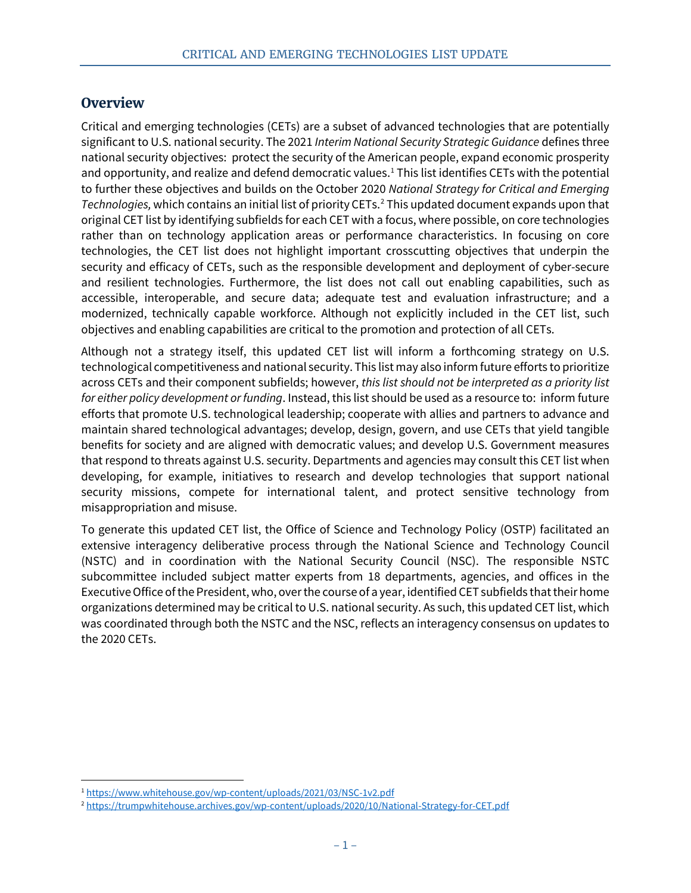## Overview

Critical and emerging technologies (CETs) are a subset of advanced technologies that are potentially significant to U.S. national security. The 2021 *Interim National Security Strategic Guidance* defines three national security objectives: protect the security of the American people, expand economic prosperity and opportunity, and realize and defend democratic values.[1] This list identifies CETs with the potential to further these objectives and builds on the October 2020 *National Strategy for Critical and Emerging Technologies,* which contains an initial list of priority CETs.[2] This updated document expands upon that original CET list by identifying subfields for each CET with a focus, where possible, on core technologies rather than on technology application areas or performance characteristics. In focusing on core technologies, the CET list does not highlight important crosscutting objectives that underpin the security and efficacy of CETs, such as the responsible development and deployment of cyber-secure and resilient technologies. Furthermore, the list does not call out enabling capabilities, such as accessible, interoperable, and secure data; adequate test and evaluation infrastructure; and a modernized, technically capable workforce. Although not explicitly included in the CET list, such objectives and enabling capabilities are critical to the promotion and protection of all CETs.

Although not a strategy itself, this updated CET list will inform a forthcoming strategy on U.S. technological competitiveness and national security. This list may also inform future efforts to prioritize across CETs and their component subfields; however, *this list should not be interpreted as a priority list for either policy development or funding*. Instead, this list should be used as a resource to: inform future efforts that promote U.S. technological leadership; cooperate with allies and partners to advance and maintain shared technological advantages; develop, design, govern, and use CETs that yield tangible benefits for society and are aligned with democratic values; and develop U.S. Government measures that respond to threats against U.S. security. Departments and agencies may consult this CET list when developing, for example, initiatives to research and develop technologies that support national security missions, compete for international talent, and protect sensitive technology from misappropriation and misuse.

To generate this updated CET list, the Office of Science and Technology Policy (OSTP) facilitated an extensive interagency deliberative process through the National Science and Technology Council (NSTC) and in coordination with the National Security Council (NSC). The responsible NSTC subcommittee included subject matter experts from 18 departments, agencies, and offices in the Executive Office of the President, who, over the course of a year, identified CET subfields that their home organizations determined may be critical to U.S. national security. As such, this updated CET list, which was coordinated through both the NSTC and the NSC, reflects an interagency consensus on updates to the 2020 CETs.

---

[1] https://www.whitehouse.gov/wp-content/uploads/2021/03/NSC-1v2.pdf

[2] https://trumpwhitehouse.archives.gov/wp-content/uploads/2020/10/National-Strategy-for-CET.pdf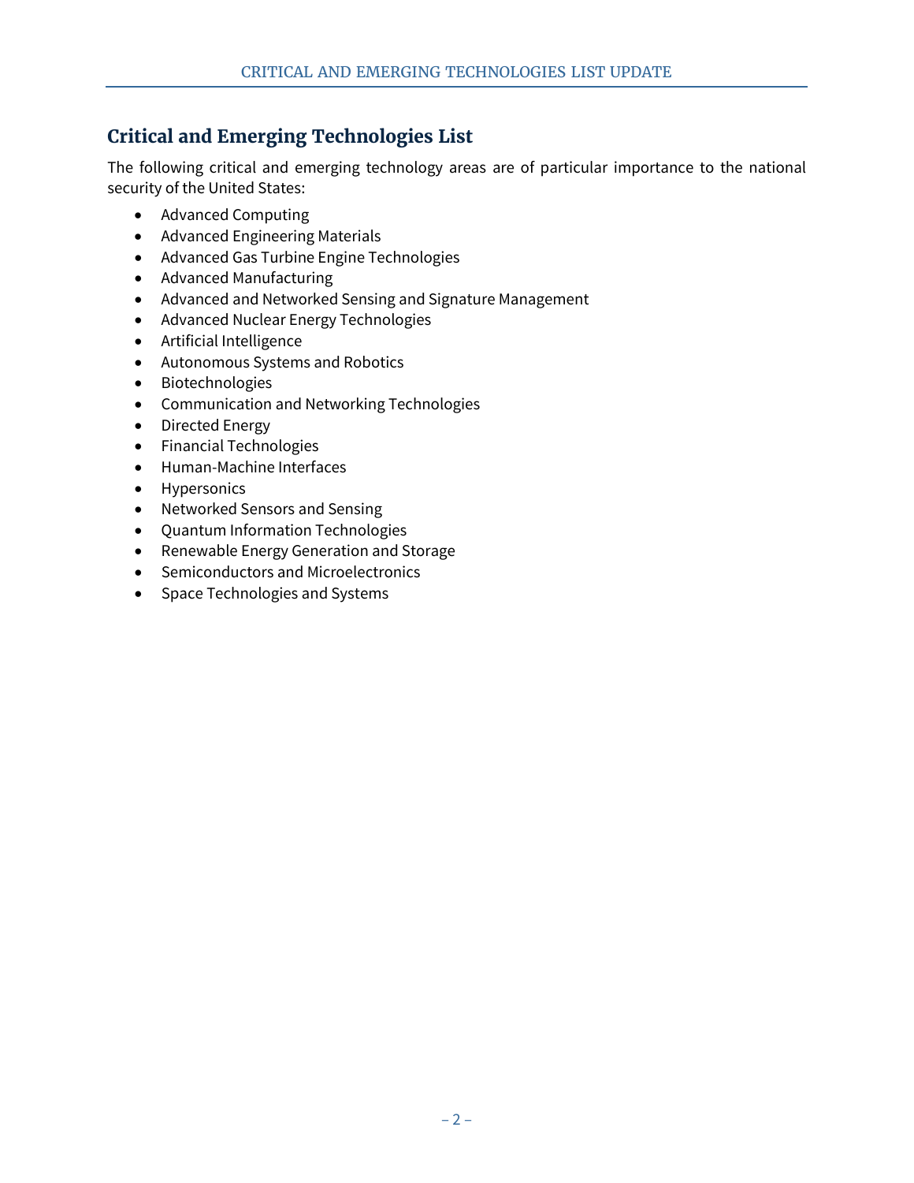## Critical and Emerging Technologies List

The following critical and emerging technology areas are of particular importance to the national security of the United States:

- Advanced Computing
- Advanced Engineering Materials
- Advanced Gas Turbine Engine Technologies
- Advanced Manufacturing
- Advanced and Networked Sensing and Signature Management
- Advanced Nuclear Energy Technologies
- Artificial Intelligence
- Autonomous Systems and Robotics
- Biotechnologies
- Communication and Networking Technologies
- Directed Energy
- Financial Technologies
- Human-Machine Interfaces
- Hypersonics
- Networked Sensors and Sensing
- Quantum Information Technologies
- Renewable Energy Generation and Storage
- Semiconductors and Microelectronics
- Space Technologies and Systems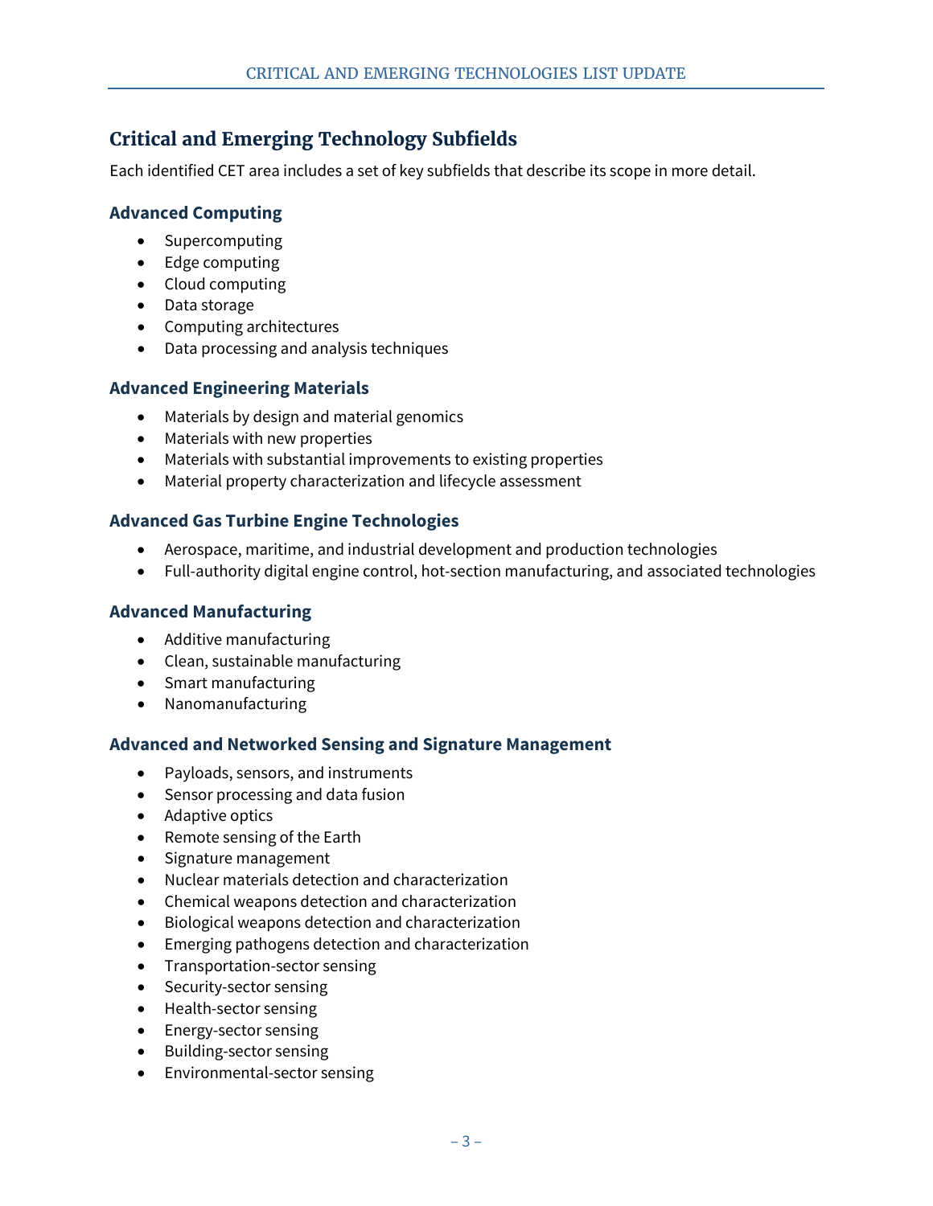## Critical and Emerging Technology Subfields

Each identified CET area includes a set of key subfields that describe its scope in more detail.

### Advanced Computing

- Supercomputing
- Edge computing
- Cloud computing
- Data storage
- Computing architectures
- Data processing and analysis techniques

### Advanced Engineering Materials

- Materials by design and material genomics
- Materials with new properties
- Materials with substantial improvements to existing properties
- Material property characterization and lifecycle assessment

### Advanced Gas Turbine Engine Technologies

- Aerospace, maritime, and industrial development and production technologies
- Full-authority digital engine control, hot-section manufacturing, and associated technologies

### Advanced Manufacturing

- Additive manufacturing
- Clean, sustainable manufacturing
- Smart manufacturing
- Nanomanufacturing

### Advanced and Networked Sensing and Signature Management

- Payloads, sensors, and instruments
- Sensor processing and data fusion
- Adaptive optics
- Remote sensing of the Earth
- Signature management
- Nuclear materials detection and characterization
- Chemical weapons detection and characterization
- Biological weapons detection and characterization
- Emerging pathogens detection and characterization
- Transportation-sector sensing
- Security-sector sensing
- Health-sector sensing
- Energy-sector sensing
- Building-sector sensing
- Environmental-sector sensing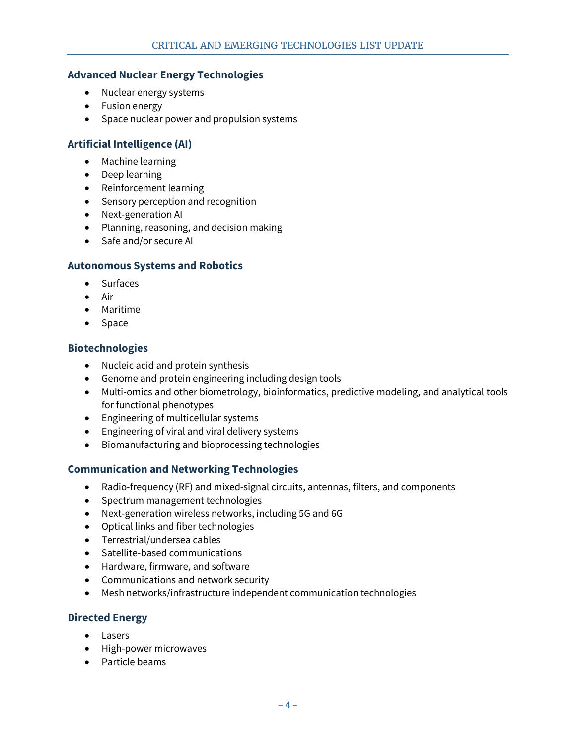### Advanced Nuclear Energy Technologies

- Nuclear energy systems
- Fusion energy
- Space nuclear power and propulsion systems

### Artificial Intelligence (AI)

- Machine learning
- Deep learning
- Reinforcement learning
- Sensory perception and recognition
- Next-generation AI
- Planning, reasoning, and decision making
- Safe and/or secure AI

### Autonomous Systems and Robotics

- Surfaces
- Air
- Maritime
- Space

### Biotechnologies

- Nucleic acid and protein synthesis
- Genome and protein engineering including design tools
- Multi-omics and other biometrology, bioinformatics, predictive modeling, and analytical tools for functional phenotypes
- Engineering of multicellular systems
- Engineering of viral and viral delivery systems
- Biomanufacturing and bioprocessing technologies

### Communication and Networking Technologies

- Radio-frequency (RF) and mixed-signal circuits, antennas, filters, and components
- Spectrum management technologies
- Next-generation wireless networks, including 5G and 6G
- Optical links and fiber technologies
- Terrestrial/undersea cables
- Satellite-based communications
- Hardware, firmware, and software
- Communications and network security
- Mesh networks/infrastructure independent communication technologies

### Directed Energy

- Lasers
- High-power microwaves
- Particle beams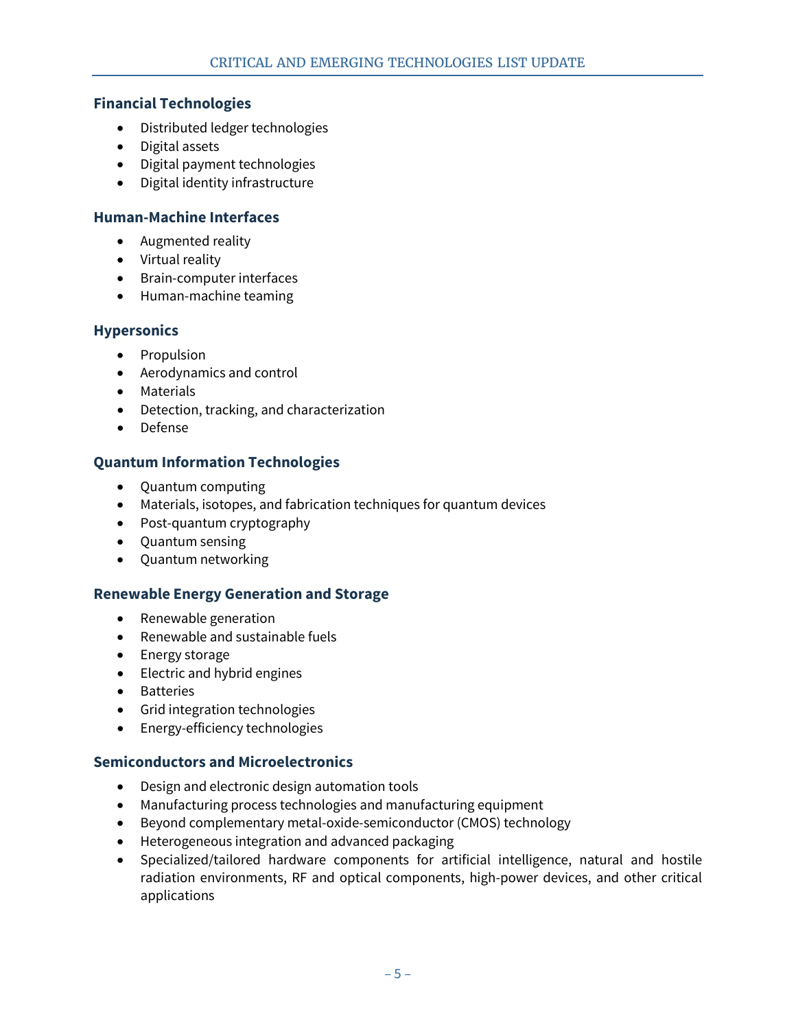### Financial Technologies

- Distributed ledger technologies
- Digital assets
- Digital payment technologies
- Digital identity infrastructure

### Human-Machine Interfaces

- Augmented reality
- Virtual reality
- Brain-computer interfaces
- Human-machine teaming

### Hypersonics

- Propulsion
- Aerodynamics and control
- Materials
- Detection, tracking, and characterization
- Defense

### Quantum Information Technologies

- Quantum computing
- Materials, isotopes, and fabrication techniques for quantum devices
- Post-quantum cryptography
- Quantum sensing
- Quantum networking

### Renewable Energy Generation and Storage

- Renewable generation
- Renewable and sustainable fuels
- Energy storage
- Electric and hybrid engines
- Batteries
- Grid integration technologies
- Energy-efficiency technologies

### Semiconductors and Microelectronics

- Design and electronic design automation tools
- Manufacturing process technologies and manufacturing equipment
- Beyond complementary metal-oxide-semiconductor (CMOS) technology
- Heterogeneous integration and advanced packaging
- Specialized/tailored hardware components for artificial intelligence, natural and hostile radiation environments, RF and optical components, high-power devices, and other critical applications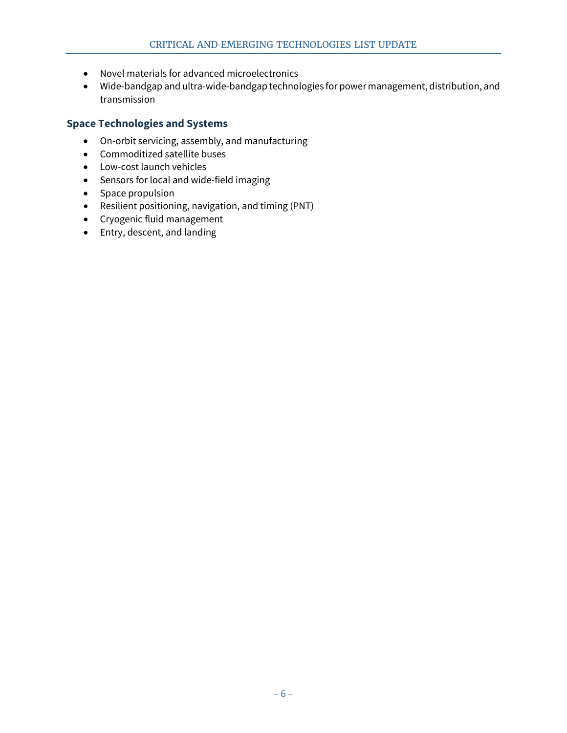- Novel materials for advanced microelectronics
- Wide-bandgap and ultra-wide-bandgap technologies for power management, distribution, and transmission

## Space Technologies and Systems

- On-orbit servicing, assembly, and manufacturing
- Commoditized satellite buses
- Low-cost launch vehicles
- Sensors for local and wide-field imaging
- Space propulsion
- Resilient positioning, navigation, and timing (PNT)
- Cryogenic fluid management
- Entry, descent, and landing